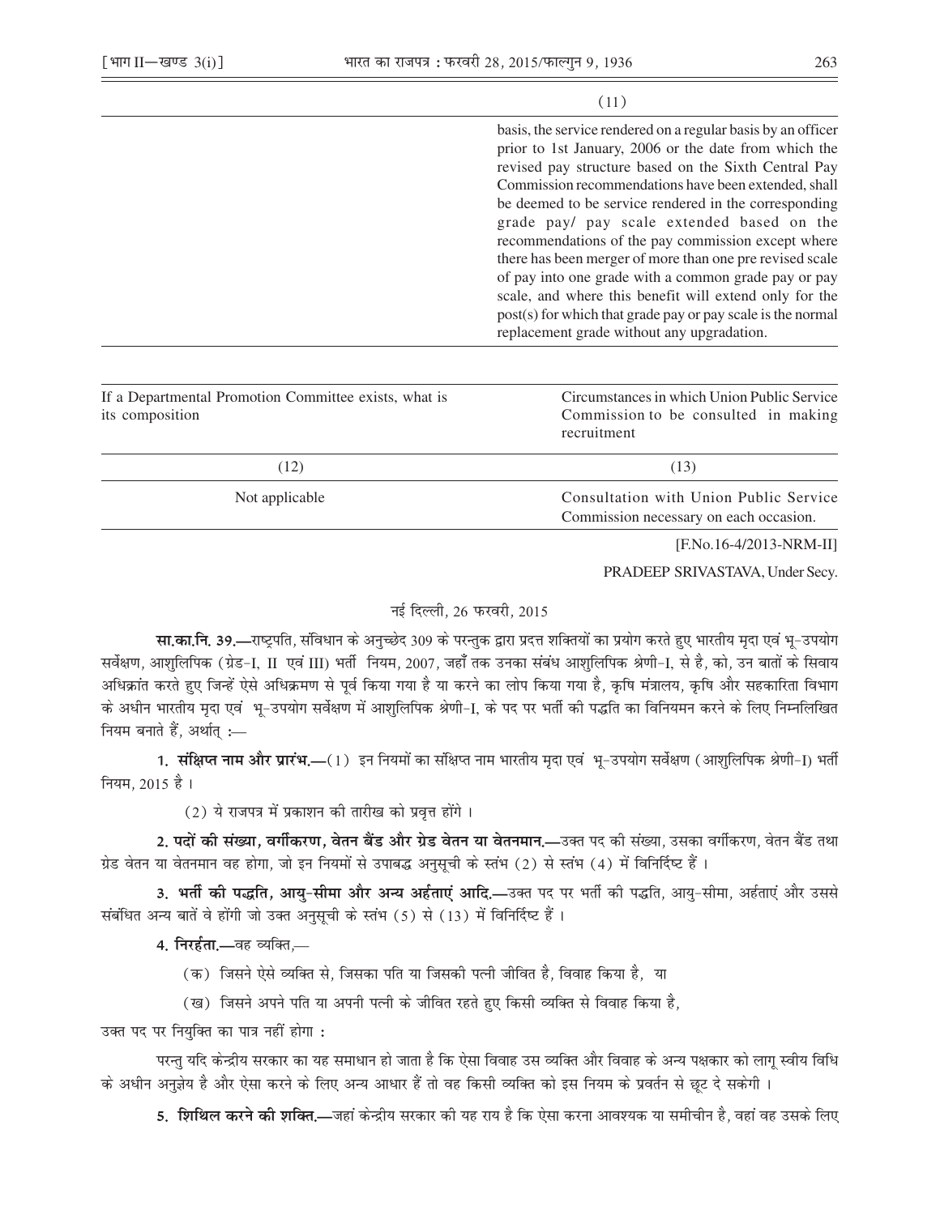| | (11) |
|---|---|
| | basis, the service rendered on a regular basis by an officer prior to 1st January, 2006 or the date from which the revised pay structure based on the Sixth Central Pay Commission recommendations have been extended, shall be deemed to be service rendered in the corresponding grade pay/ pay scale extended based on the recommendations of the pay commission except where there has been merger of more than one pre revised scale of pay into one grade with a common grade pay or pay scale, and where this benefit will extend only for the post(s) for which that grade pay or pay scale is the normal replacement grade without any upgradation. |

| If a Departmental Promotion Committee exists, what is its composition | Circumstances in which Union Public Service Commission to be consulted in making recruitment |
|---|---|
| (12) | (13) |
| Not applicable | Consultation with Union Public Service Commission necessary on each occasion. |

[F.No.16-4/2013-NRM-II]

PRADEEP SRIVASTAVA, Under Secy.

नई दिल्ली, 26 फरवरी, 2015

**सा.का.नि. 39.**—राष्ट्रपति, संविधान के अनुच्छेद 309 के परन्तुक द्वारा प्रदत्त शक्तियों का प्रयोग करते हुए भारतीय मृदा एवं भू-उपयोग सर्वेक्षण, आशुलिपिक (ग्रेड-I, II एवं III) भर्ती नियम, 2007, जहाँ तक उनका संबंध आशुलिपिक श्रेणी-I, से है, को, उन बातों के सिवाय अधिक्रांत करते हुए जिन्हें ऐसे अधिक्रमण से पूर्व किया गया है या करने का लोप किया गया है, कृषि मंत्रालय, कृषि और सहकारिता विभाग के अधीन भारतीय मृदा एवं भू-उपयोग सर्वेक्षण में आशुलिपिक श्रेणी-I, के पद पर भर्ती की पद्धति का विनियमन करने के लिए निम्नलिखित नियम बनाते हैं, अर्थात् :—

**1. संक्षिप्त नाम और प्रारंभ.**—(1) इन नियमों का संक्षिप्त नाम भारतीय मृदा एवं भू-उपयोग सर्वेक्षण (आशुलिपिक श्रेणी-I) भर्ती नियम, 2015 है ।

(2) ये राजपत्र में प्रकाशन की तारीख को प्रवृत्त होंगे ।

**2. पदों की संख्या, वर्गीकरण, वेतन बैंड और ग्रेड वेतन या वेतनमान.**—उक्त पद की संख्या, उसका वर्गीकरण, वेतन बैंड तथा ग्रेड वेतन या वेतनमान वह होगा, जो इन नियमों से उपाबद्ध अनुसूची के स्तंभ (2) से स्तंभ (4) में विनिर्दिष्ट हैं ।

**3. भर्ती की पद्धति, आयु-सीमा और अन्य अर्हताएं आदि.**—उक्त पद पर भर्ती की पद्धति, आयु-सीमा, अर्हताएं और उससे संबंधित अन्य बातें वे होंगी जो उक्त अनुसूची के स्तंभ (5) से (13) में विनिर्दिष्ट हैं ।

**4. निरर्हता.**—वह व्यक्ति,—

(क) जिसने ऐसे व्यक्ति से, जिसका पति या जिसकी पत्नी जीवित है, विवाह किया है, या

(ख) जिसने अपने पति या अपनी पत्नी के जीवित रहते हुए किसी व्यक्ति से विवाह किया है,

उक्त पद पर नियुक्ति का पात्र नहीं होगा :

परन्तु यदि केन्द्रीय सरकार का यह समाधान हो जाता है कि ऐसा विवाह उस व्यक्ति और विवाह के अन्य पक्षकार को लागू स्वीय विधि के अधीन अनुज्ञेय है और ऐसा करने के लिए अन्य आधार हैं तो वह किसी व्यक्ति को इस नियम के प्रवर्तन से छूट दे सकेगी ।

**5. शिथिल करने की शक्ति.**—जहां केन्द्रीय सरकार की यह राय है कि ऐसा करना आवश्यक या समीचीन है, वहां वह उसके लिए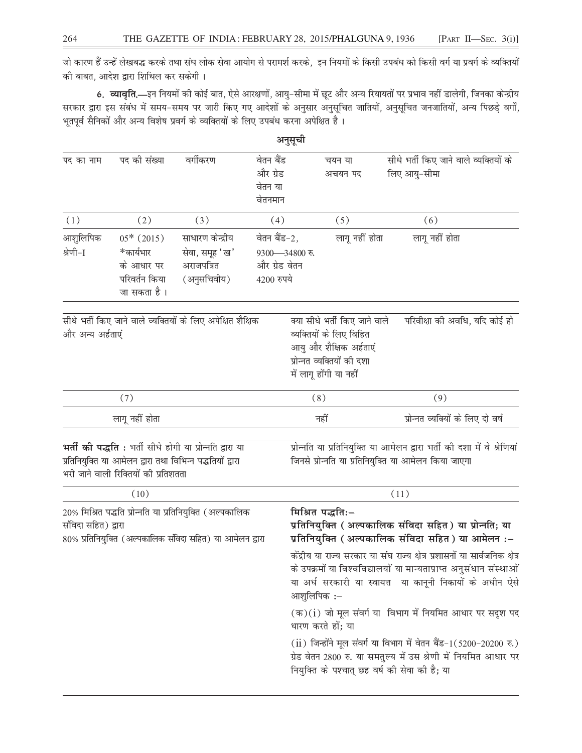जो कारण हैं उन्हें लेखबद्ध करके तथा संघ लोक सेवा आयोग से परामर्श करके, इन नियमों के किसी उपबंध को किसी वर्ग या प्रवर्ग के व्यक्तियों की बाबत, आदेश द्वारा शिथिल कर सकेगी ।

**6. व्यावृति.**—इन नियमों की कोई बात, ऐसे आरक्षणों, आयु-सीमा में छूट और अन्य रियायतों पर प्रभाव नहीं डालेगी, जिनका केन्द्रीय सरकार द्वारा इस संबंध में समय-समय पर जारी किए गए आदेशों के अनुसार अनुसूचित जातियों, अनुसूचित जनजातियों, अन्य पिछड़े वर्गों, भूतपूर्व सैनिकों और अन्य विशेष प्रवर्ग के व्यक्तियों के लिए उपबंध करना अपेक्षित है ।

## अनुसूची

| पद का नाम | पद की संख्या | वर्गीकरण | वेतन बैंड और ग्रेड वेतन या वेतनमान | चयन या अचयन पद | सीधे भर्ती किए जाने वाले व्यक्तियों के लिए आयु-सीमा |
|---|---|---|---|---|---|
| (1) | (2) | (3) | (4) | (5) | (6) |
| आशुलिपिक श्रेणी-I | 05* (2015) *कार्यभार के आधार पर परिवर्तन किया जा सकता है । | साधारण केन्द्रीय सेवा, समूह 'ख' अराजपत्रित (अनुसचिवीय) | वेतन बैंड-2, 9300—34800 रु. और ग्रेड वेतन 4200 रुपये | लागू नहीं होता | लागू नहीं होता |

| सीधे भर्ती किए जाने वाले व्यक्तियों के लिए अपेक्षित शैक्षिक और अन्य अर्हताएं | क्या सीधे भर्ती किए जाने वाले व्यक्तियों के लिए विहित आयु और शैक्षिक अर्हताएं प्रोन्नत व्यक्तियों की दशा में लागू होंगी या नहीं | परिवीक्षा की अवधि, यदि कोई हो |
|---|---|---|
| (7) | (8) | (9) |
| लागू नहीं होता | नहीं | प्रोन्नत व्यक्यिों के लिए दो वर्ष |

| **भर्ती की पद्धति :** भर्ती सीधे होगी या प्रोन्नति द्वारा या प्रतिनियुक्ति या आमेलन द्वारा तथा विभिन्न पद्धतियों द्वारा भरी जाने वाली रिक्तियों की प्रतिशतता | प्रोन्नति या प्रतिनियुक्ति या आमेलन द्वारा भर्ती की दशा में वे श्रेणियां जिनसे प्रोन्नति या प्रतिनियुक्ति या आमेलन किया जाएगा |
|---|---|
| (10) | (11) |
| 20% मिश्रित पद्धति प्रोन्नति या प्रतिनियुक्ति (अल्पकालिक संविदा सहित) द्वारा<br>80% प्रतिनियुक्ति (अल्पकालिक संविदा सहित) या आमेलन द्वारा | **मिश्रित पद्धतिः–**<br>**प्रतिनियुक्ति (अल्पकालिक संविदा सहित) या प्रोन्नति; या प्रतिनियुक्ति (अल्पकालिक संविदा सहित) या आमेलन :–**<br>केंद्रीय या राज्य सरकार या संघ राज्य क्षेत्र प्रशासनों या सार्वजनिक क्षेत्र के उपक्रमों या विश्वविद्यालयों या मान्यताप्राप्त अनुसंधान संस्थाओं या अर्ध सरकारी या स्वायत्त या कानूनी निकायों के अधीन ऐसे आशुलिपिक :–<br>(क)(i) जो मूल संवर्ग या विभाग में नियमित आधार पर सदृश पद धारण करते हों; या<br>(ii) जिन्होंने मूल संवर्ग या विभाग में वेतन बैंड-1(5200-20200 रु.) ग्रेड वेतन 2800 रु. या समतुल्य में उस श्रेणी में नियमित आधार पर नियुक्ति के पश्चात् छह वर्ष की सेवा की है; या |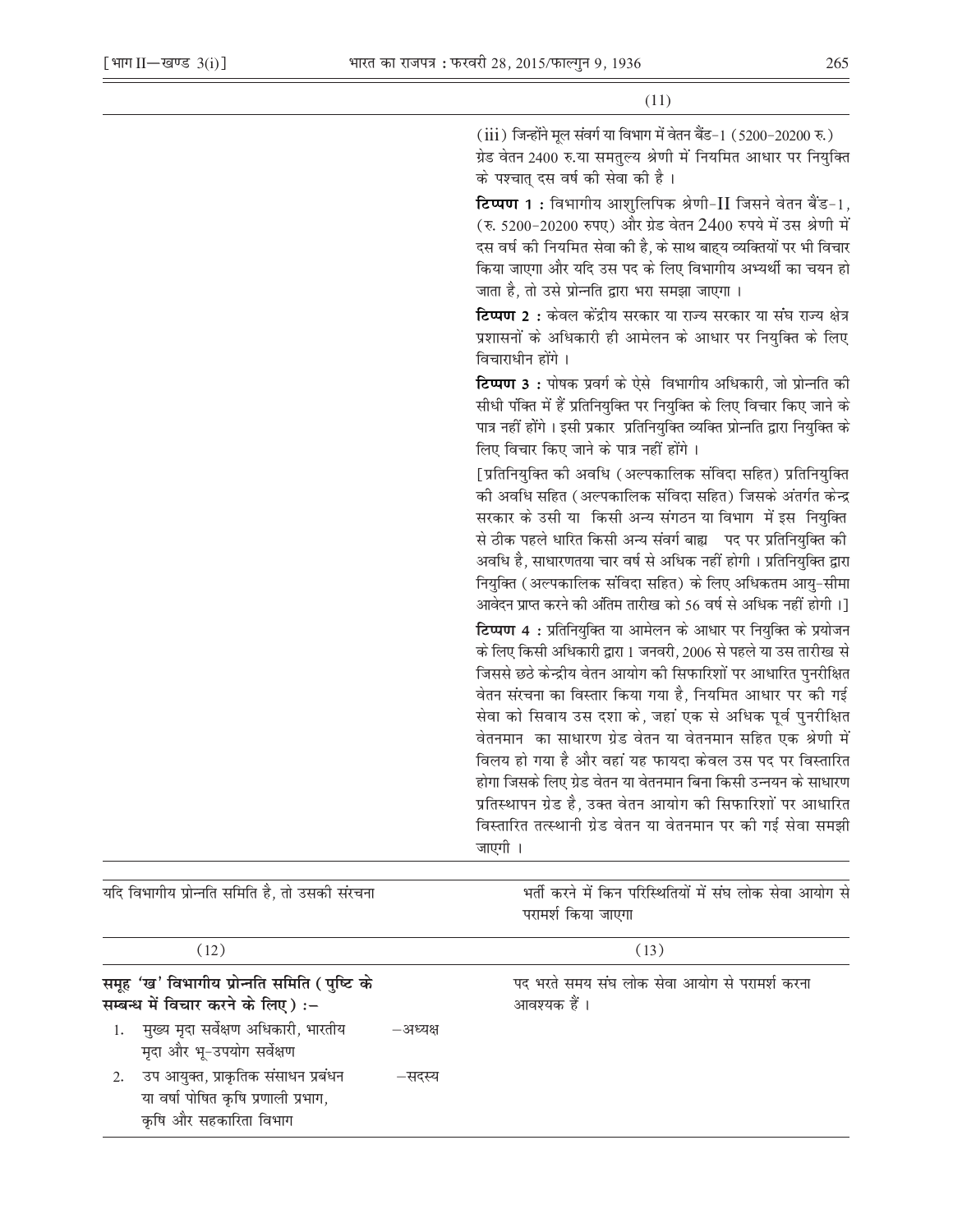(11)

(iii) जिन्होंने मूल संवर्ग या विभाग में वेतन बैंड-1 (5200-20200 रु.) ग्रेड वेतन 2400 रु.या समतुल्य श्रेणी में नियमित आधार पर नियुक्ति के पश्चात् दस वर्ष की सेवा की है ।

**टिप्पण 1 :** विभागीय आशुलिपिक श्रेणी-II जिसने वेतन बैंड-1, (रु. 5200-20200 रुपए) और ग्रेड वेतन 2400 रुपये में उस श्रेणी में दस वर्ष की नियमित सेवा की है, के साथ बाह्य व्यक्तियों पर भी विचार किया जाएगा और यदि उस पद के लिए विभागीय अभ्यर्थी का चयन हो जाता है, तो उसे प्रोन्नति द्वारा भरा समझा जाएगा ।

**टिप्पण 2 :** केवल केंद्रीय सरकार या राज्य सरकार या संघ राज्य क्षेत्र प्रशासनों के अधिकारी ही आमेलन के आधार पर नियुक्ति के लिए विचाराधीन होंगे ।

**टिप्पण 3 :** पोषक प्रवर्ग के ऐसे विभागीय अधिकारी, जो प्रोन्नति की सीधी पंक्ति में हैं प्रतिनियुक्ति पर नियुक्ति के लिए विचार किए जाने के पात्र नहीं होंगे । इसी प्रकार प्रतिनियुक्ति व्यक्ति प्रोन्नति द्वारा नियुक्ति के लिए विचार किए जाने के पात्र नहीं होंगे ।

[प्रतिनियुक्ति की अवधि (अल्पकालिक संविदा सहित) प्रतिनियुक्ति की अवधि सहित (अल्पकालिक संविदा सहित) जिसके अंतर्गत केन्द्र सरकार के उसी या किसी अन्य संगठन या विभाग में इस नियुक्ति से ठीक पहले धारित किसी अन्य संवर्ग बाह्य पद पर प्रतिनियुक्ति की अवधि है, साधारणतया चार वर्ष से अधिक नहीं होगी । प्रतिनियुक्ति द्वारा नियुक्ति (अल्पकालिक संविदा सहित) के लिए अधिकतम आयु-सीमा आवेदन प्राप्त करने की अंतिम तारीख को 56 वर्ष से अधिक नहीं होगी ।]

**टिप्पण 4 :** प्रतिनियुक्ति या आमेलन के आधार पर नियुक्ति के प्रयोजन के लिए किसी अधिकारी द्वारा 1 जनवरी, 2006 से पहले या उस तारीख से जिससे छठे केन्द्रीय वेतन आयोग की सिफारिशों पर आधारित पुनरीक्षित वेतन संरचना का विस्तार किया गया है, नियमित आधार पर की गई सेवा को सिवाय उस दशा के, जहां एक से अधिक पूर्व पुनरीक्षित वेतनमान का साधारण ग्रेड वेतन या वेतनमान सहित एक श्रेणी में विलय हो गया है और वहां यह फायदा केवल उस पद पर विस्तारित होगा जिसके लिए ग्रेड वेतन या वेतनमान बिना किसी उन्नयन के साधारण प्रतिस्थापन ग्रेड है, उक्त वेतन आयोग की सिफारिशों पर आधारित विस्तारित तत्स्थानी ग्रेड वेतन या वेतनमान पर की गई सेवा समझी जाएगी ।

| यदि विभागीय प्रोन्नति समिति है, तो उसकी संरचना | भर्ती करने में किन परिस्थितियों में संघ लोक सेवा आयोग से परामर्श किया जाएगा |
|---|---|
| (12) | (13) |
| **समूह 'ख' विभागीय प्रोन्नति समिति (पुष्टि के सम्बन्ध में विचार करने के लिए) :-**<br>1. मुख्य मृदा सर्वेक्षण अधिकारी, भारतीय मृदा और भू-उपयोग सर्वेक्षण —अध्यक्ष<br>2. उप आयुक्त, प्राकृतिक संसाधन प्रबंधन या वर्षा पोषित कृषि प्रणाली प्रभाग, कृषि और सहकारिता विभाग —सदस्य | पद भरते समय संघ लोक सेवा आयोग से परामर्श करना आवश्यक हैं । |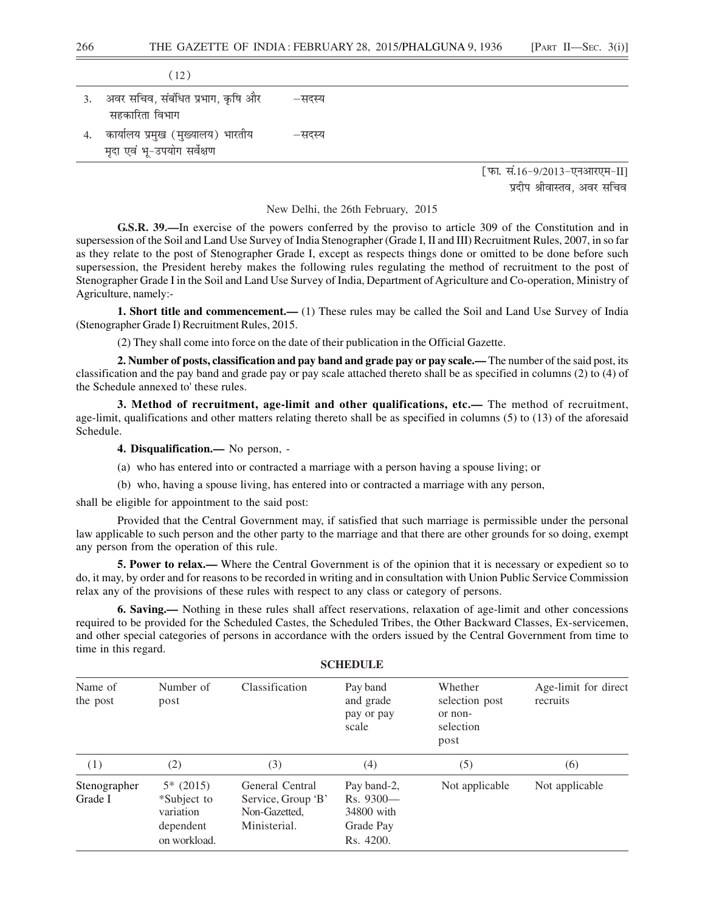| (12) | |
|---|---|
| 3. अवर सचिव, संबंधित प्रभाग, कृषि और सहकारिता विभाग | –सदस्य |
| 4. कार्यालय प्रमुख (मुख्यालय) भारतीय मृदा एवं भू-उपयोग सर्वेक्षण | –सदस्य |

[फा. सं.16-9/2013-एनआरएम-II]

प्रदीप श्रीवास्तव, अवर सचिव

New Delhi, the 26th February, 2015

**G.S.R. 39.**—In exercise of the powers conferred by the proviso to article 309 of the Constitution and in supersession of the Soil and Land Use Survey of India Stenographer (Grade I, II and III) Recruitment Rules, 2007, in so far as they relate to the post of Stenographer Grade I, except as respects things done or omitted to be done before such supersession, the President hereby makes the following rules regulating the method of recruitment to the post of Stenographer Grade I in the Soil and Land Use Survey of India, Department of Agriculture and Co-operation, Ministry of Agriculture, namely:-

**1. Short title and commencement.**— (1) These rules may be called the Soil and Land Use Survey of India (Stenographer Grade I) Recruitment Rules, 2015.

(2) They shall come into force on the date of their publication in the Official Gazette.

**2. Number of posts, classification and pay band and grade pay or pay scale.**— The number of the said post, its classification and the pay band and grade pay or pay scale attached thereto shall be as specified in columns (2) to (4) of the Schedule annexed to' these rules.

**3. Method of recruitment, age-limit and other qualifications, etc.**— The method of recruitment, age-limit, qualifications and other matters relating thereto shall be as specified in columns (5) to (13) of the aforesaid Schedule.

**4. Disqualification.**— No person, -

(a) who has entered into or contracted a marriage with a person having a spouse living; or

(b) who, having a spouse living, has entered into or contracted a marriage with any person,

shall be eligible for appointment to the said post:

Provided that the Central Government may, if satisfied that such marriage is permissible under the personal law applicable to such person and the other party to the marriage and that there are other grounds for so doing, exempt any person from the operation of this rule.

**5. Power to relax.**— Where the Central Government is of the opinion that it is necessary or expedient so to do, it may, by order and for reasons to be recorded in writing and in consultation with Union Public Service Commission relax any of the provisions of these rules with respect to any class or category of persons.

**6. Saving.**— Nothing in these rules shall affect reservations, relaxation of age-limit and other concessions required to be provided for the Scheduled Castes, the Scheduled Tribes, the Other Backward Classes, Ex-servicemen, and other special categories of persons in accordance with the orders issued by the Central Government from time to time in this regard.

**SCHEDULE**

| Name of the post | Number of post | Classification | Pay band and grade pay or pay scale | Whether selection post or non-selection post | Age-limit for direct recruits |
|---|---|---|---|---|---|
| (1) | (2) | (3) | (4) | (5) | (6) |
| Stenographer Grade I | 5* (2015) *Subject to variation dependent on workload. | General Central Service, Group 'B' Non-Gazetted, Ministerial. | Pay band-2, Rs. 9300—34800 with Grade Pay Rs. 4200. | Not applicable | Not applicable |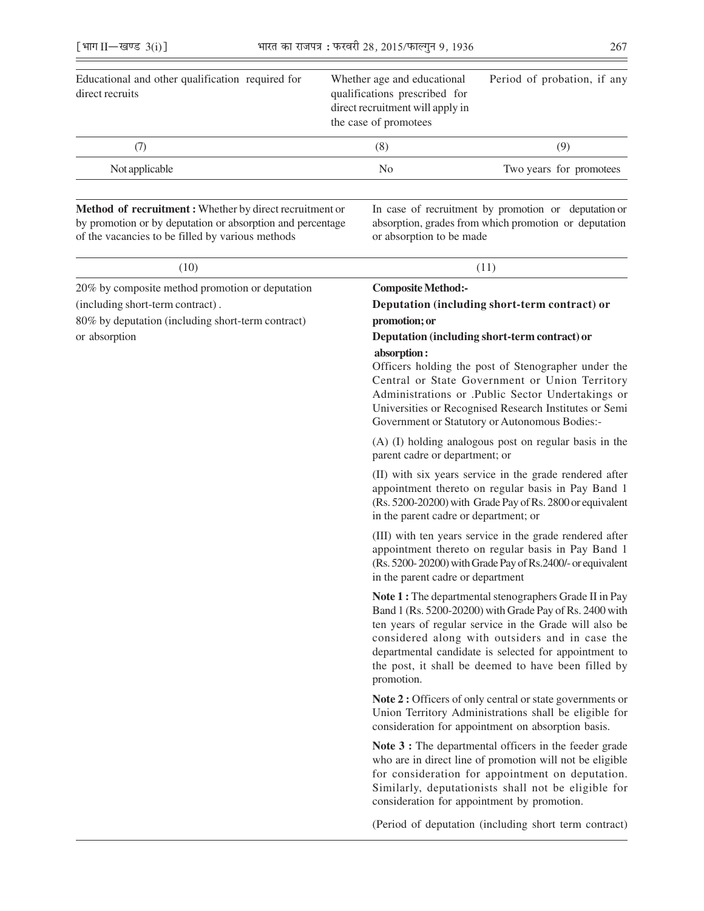| Educational and other qualification required for direct recruits | Whether age and educational qualifications prescribed for direct recruitment will apply in the case of promotees | Period of probation, if any |
|---|---|---|
| (7) | (8) | (9) |
| Not applicable | No | Two years for promotees |

| Method of recruitment : Whether by direct recruitment or by promotion or by deputation or absorption and percentage of the vacancies to be filled by various methods | In case of recruitment by promotion or deputation or absorption, grades from which promotion or deputation or absorption to be made |
|---|---|
| (10) | (11) |
| 20% by composite method promotion or deputation (including short-term contract).<br>80% by deputation (including short-term contract) or absorption | **Composite Method:-**<br>**Deputation (including short-term contract) or promotion; or**<br>**Deputation (including short-term contract) or absorption :**<br>Officers holding the post of Stenographer under the Central or State Government or Union Territory Administrations or .Public Sector Undertakings or Universities or Recognised Research Institutes or Semi Government or Statutory or Autonomous Bodies:-<br><br>(A) (I) holding analogous post on regular basis in the parent cadre or department; or<br><br>(II) with six years service in the grade rendered after appointment thereto on regular basis in Pay Band 1 (Rs. 5200-20200) with Grade Pay of Rs. 2800 or equivalent in the parent cadre or department; or<br><br>(III) with ten years service in the grade rendered after appointment thereto on regular basis in Pay Band 1 (Rs. 5200- 20200) with Grade Pay of Rs.2400/- or equivalent in the parent cadre or department<br><br>**Note 1 :** The departmental stenographers Grade II in Pay Band 1 (Rs. 5200-20200) with Grade Pay of Rs. 2400 with ten years of regular service in the Grade will also be considered along with outsiders and in case the departmental candidate is selected for appointment to the post, it shall be deemed to have been filled by promotion.<br><br>**Note 2 :** Officers of only central or state governments or Union Territory Administrations shall be eligible for consideration for appointment on absorption basis.<br><br>**Note 3 :** The departmental officers in the feeder grade who are in direct line of promotion will not be eligible for consideration for appointment on deputation. Similarly, deputationists shall not be eligible for consideration for appointment by promotion.<br><br>(Period of deputation (including short term contract) |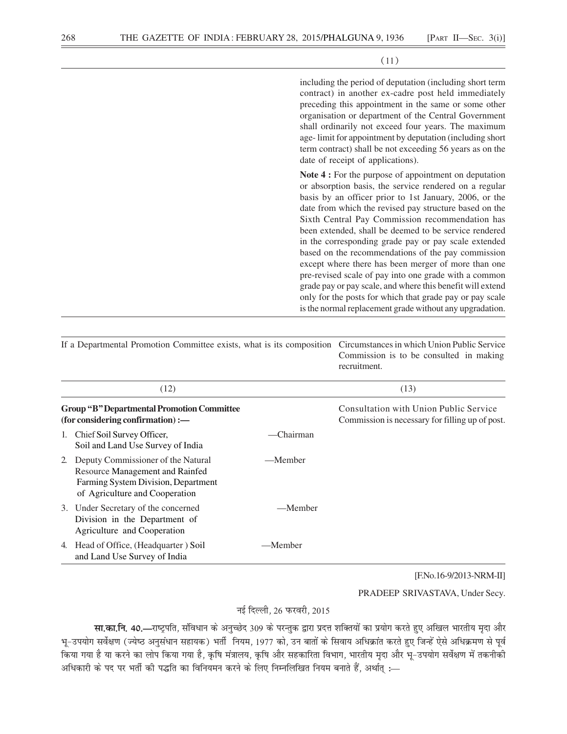| (11) |
|---|
| including the period of deputation (including short term contract) in another ex-cadre post held immediately preceding this appointment in the same or some other organisation or department of the Central Government shall ordinarily not exceed four years. The maximum age- limit for appointment by deputation (including short term contract) shall be not exceeding 56 years as on the date of receipt of applications). |
| **Note 4 :** For the purpose of appointment on deputation or absorption basis, the service rendered on a regular basis by an officer prior to 1st January, 2006, or the date from which the revised pay structure based on the Sixth Central Pay Commission recommendation has been extended, shall be deemed to be service rendered in the corresponding grade pay or pay scale extended based on the recommendations of the pay commission except where there has been merger of more than one pre-revised scale of pay into one grade with a common grade pay or pay scale, and where this benefit will extend only for the posts for which that grade pay or pay scale is the normal replacement grade without any upgradation. |

| If a Departmental Promotion Committee exists, what is its composition | Circumstances in which Union Public Service Commission is to be consulted in making recruitment. |
|---|---|
| (12) | (13) |
| **Group "B" Departmental Promotion Committee (for considering confirmation) :—** | Consultation with Union Public Service Commission is necessary for filling up of post. |
| 1. Chief Soil Survey Officer, Soil and Land Use Survey of India —Chairman | |
| 2. Deputy Commissioner of the Natural Resource Management and Rainfed Farming System Division, Department of Agriculture and Cooperation —Member | |
| 3. Under Secretary of the concerned Division in the Department of Agriculture and Cooperation —Member | |
| 4. Head of Office, (Headquarter ) Soil and Land Use Survey of India —Member | |

[F.No.16-9/2013-NRM-II]

PRADEEP SRIVASTAVA, Under Secy.

नई दिल्ली, 26 फरवरी, 2015

**सा.का.नि. 40.—**राष्ट्रपति, संविधान के अनुच्छेद 309 के परन्तुक द्वारा प्रदत्त शक्तियों का प्रयोग करते हुए अखिल भारतीय मृदा और भू-उपयोग सर्वेक्षण (ज्येष्ठ अनुसंधान सहायक) भर्ती नियम, 1977 को, उन बातों के सिवाय अधिक्रांत करते हुए जिन्हें ऐसे अधिक्रमण से पूर्व किया गया है या करने का लोप किया गया है, कृषि मंत्रालय, कृषि और सहकारिता विभाग, भारतीय मृदा और भू-उपयोग सर्वेक्षण में तकनीकी अधिकारी के पद पर भर्ती की पद्धति का विनियमन करने के लिए निम्नलिखित नियम बनाते हैं, अर्थात् :—